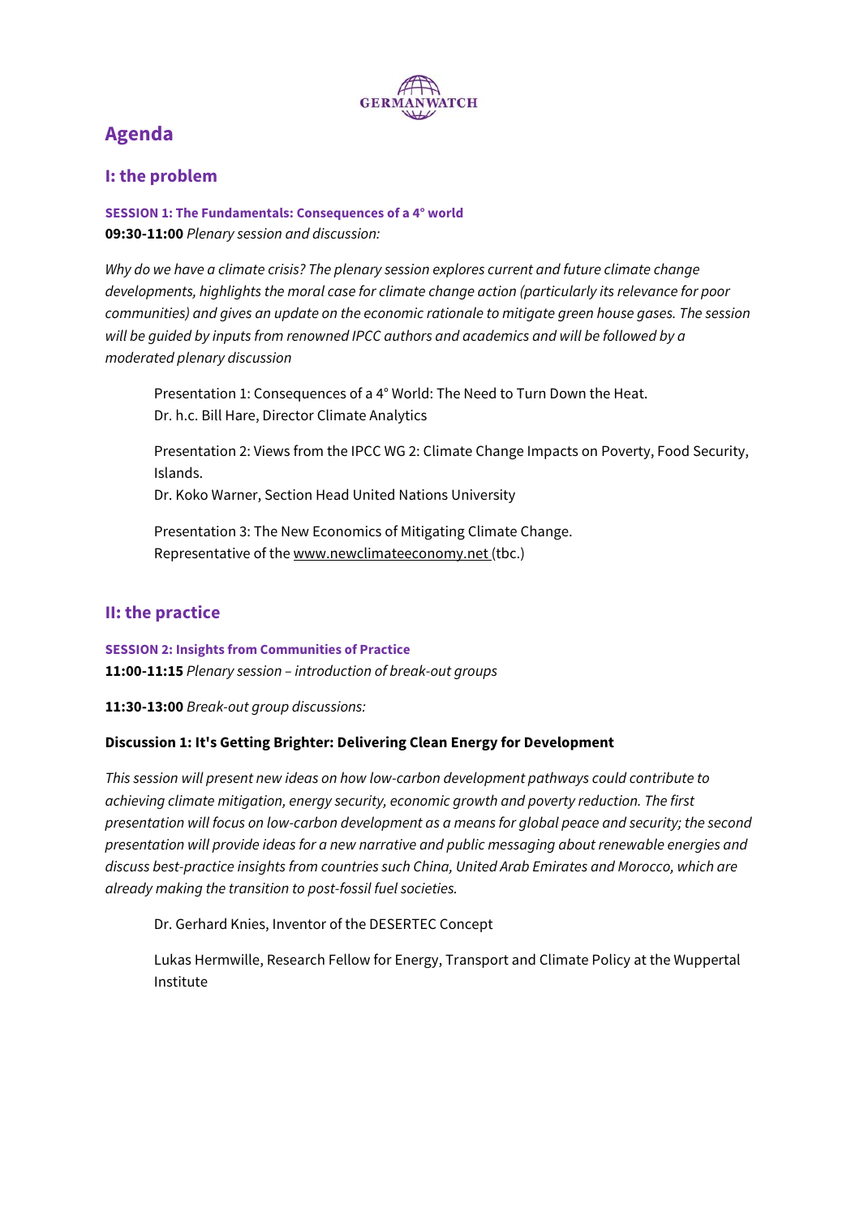# Agenda

## I: the problem

**SESSION 1: The Fundamentals: Consequences of a 4° world**

**09:30-11:00** *Plenary session and discussion:*

*Why do we have a climate crisis? The plenary session explores current and future climate change developments, highlights the moral case for climate change action (particularly its relevance for poor communities) and gives an update on the economic rationale to mitigate green house gases. The session will be guided by inputs from renowned IPCC authors and academics and will be followed by a moderated plenary discussion*

Presentation 1: Consequences of a 4° World: The Need to Turn Down the Heat.
Dr. h.c. Bill Hare, Director Climate Analytics

Presentation 2: Views from the IPCC WG 2: Climate Change Impacts on Poverty, Food Security, Islands.
Dr. Koko Warner, Section Head United Nations University

Presentation 3: The New Economics of Mitigating Climate Change.
Representative of the www.newclimateeconomy.net (tbc.)

## II: the practice

**SESSION 2: Insights from Communities of Practice**

**11:00-11:15** *Plenary session – introduction of break-out groups*

**11:30-13:00** *Break-out group discussions:*

**Discussion 1: It's Getting Brighter: Delivering Clean Energy for Development**

*This session will present new ideas on how low-carbon development pathways could contribute to achieving climate mitigation, energy security, economic growth and poverty reduction. The first presentation will focus on low-carbon development as a means for global peace and security; the second presentation will provide ideas for a new narrative and public messaging about renewable energies and discuss best-practice insights from countries such China, United Arab Emirates and Morocco, which are already making the transition to post-fossil fuel societies.*

Dr. Gerhard Knies, Inventor of the DESERTEC Concept

Lukas Hermwille, Research Fellow for Energy, Transport and Climate Policy at the Wuppertal Institute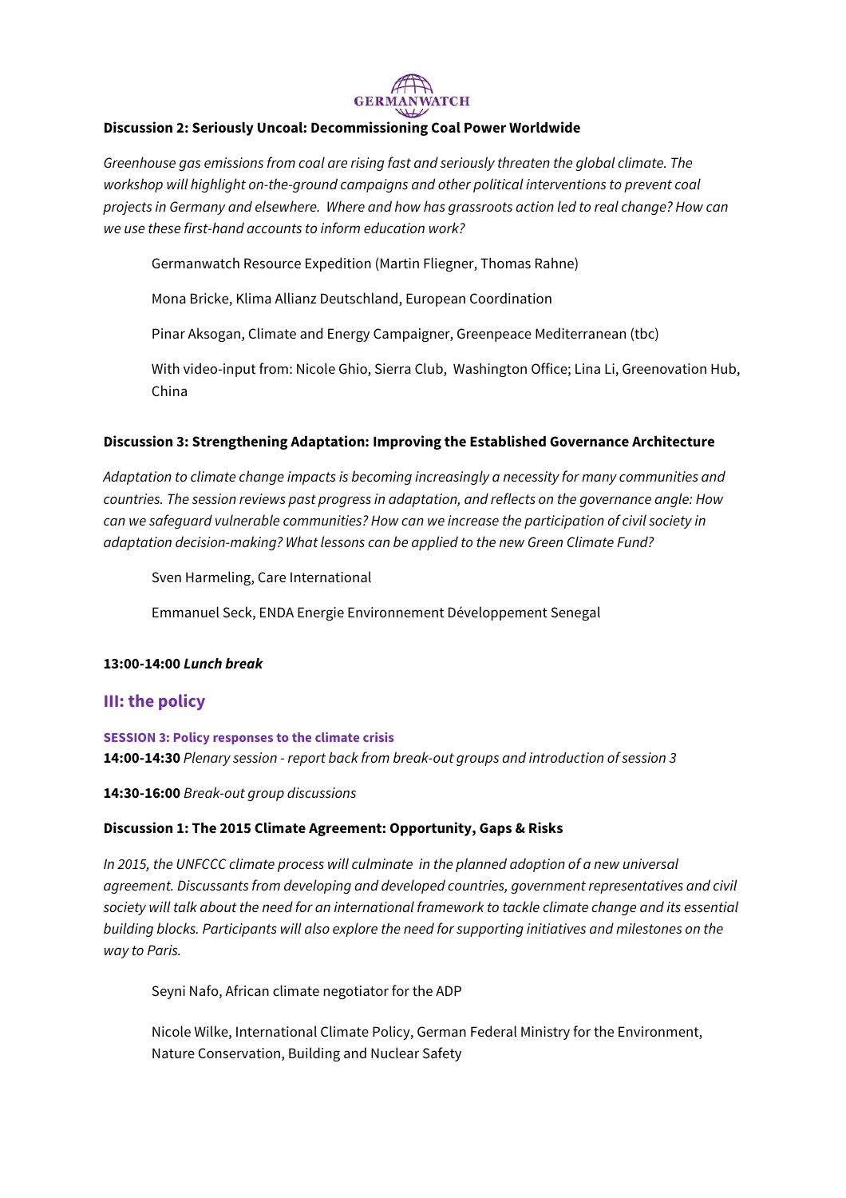**Discussion 2: Seriously Uncoal: Decommissioning Coal Power Worldwide**

*Greenhouse gas emissions from coal are rising fast and seriously threaten the global climate. The workshop will highlight on-the-ground campaigns and other political interventions to prevent coal projects in Germany and elsewhere. Where and how has grassroots action led to real change? How can we use these first-hand accounts to inform education work?*

Germanwatch Resource Expedition (Martin Fliegner, Thomas Rahne)

Mona Bricke, Klima Allianz Deutschland, European Coordination

Pinar Aksogan, Climate and Energy Campaigner, Greenpeace Mediterranean (tbc)

With video-input from: Nicole Ghio, Sierra Club, Washington Office; Lina Li, Greenovation Hub, China

**Discussion 3: Strengthening Adaptation: Improving the Established Governance Architecture**

*Adaptation to climate change impacts is becoming increasingly a necessity for many communities and countries. The session reviews past progress in adaptation, and reflects on the governance angle: How can we safeguard vulnerable communities? How can we increase the participation of civil society in adaptation decision-making? What lessons can be applied to the new Green Climate Fund?*

Sven Harmeling, Care International

Emmanuel Seck, ENDA Energie Environnement Développement Senegal

**13:00-14:00** ***Lunch break***

## III: the policy

**SESSION 3: Policy responses to the climate crisis**

**14:00-14:30** *Plenary session - report back from break-out groups and introduction of session 3*

**14:30-16:00** *Break-out group discussions*

**Discussion 1: The 2015 Climate Agreement: Opportunity, Gaps & Risks**

*In 2015, the UNFCCC climate process will culminate in the planned adoption of a new universal agreement. Discussants from developing and developed countries, government representatives and civil society will talk about the need for an international framework to tackle climate change and its essential building blocks. Participants will also explore the need for supporting initiatives and milestones on the way to Paris.*

Seyni Nafo, African climate negotiator for the ADP

Nicole Wilke, International Climate Policy, German Federal Ministry for the Environment, Nature Conservation, Building and Nuclear Safety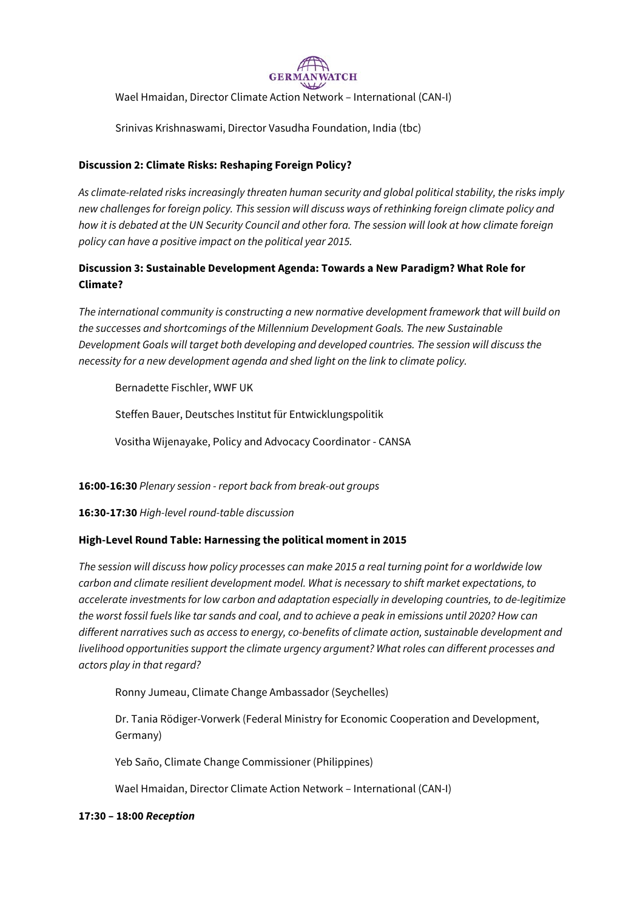Wael Hmaidan, Director Climate Action Network – International (CAN-I)

Srinivas Krishnaswami, Director Vasudha Foundation, India (tbc)

**Discussion 2: Climate Risks: Reshaping Foreign Policy?**

*As climate-related risks increasingly threaten human security and global political stability, the risks imply new challenges for foreign policy. This session will discuss ways of rethinking foreign climate policy and how it is debated at the UN Security Council and other fora. The session will look at how climate foreign policy can have a positive impact on the political year 2015.*

**Discussion 3: Sustainable Development Agenda: Towards a New Paradigm? What Role for Climate?**

*The international community is constructing a new normative development framework that will build on the successes and shortcomings of the Millennium Development Goals. The new Sustainable Development Goals will target both developing and developed countries. The session will discuss the necessity for a new development agenda and shed light on the link to climate policy.*

Bernadette Fischler, WWF UK

Steffen Bauer, Deutsches Institut für Entwicklungspolitik

Vositha Wijenayake, Policy and Advocacy Coordinator - CANSA

**16:00-16:30** *Plenary session - report back from break-out groups*

**16:30-17:30** *High-level round-table discussion*

**High-Level Round Table: Harnessing the political moment in 2015**

*The session will discuss how policy processes can make 2015 a real turning point for a worldwide low carbon and climate resilient development model. What is necessary to shift market expectations, to accelerate investments for low carbon and adaptation especially in developing countries, to de-legitimize the worst fossil fuels like tar sands and coal, and to achieve a peak in emissions until 2020? How can different narratives such as access to energy, co-benefits of climate action, sustainable development and livelihood opportunities support the climate urgency argument? What roles can different processes and actors play in that regard?*

Ronny Jumeau, Climate Change Ambassador (Seychelles)

Dr. Tania Rödiger-Vorwerk (Federal Ministry for Economic Cooperation and Development, Germany)

Yeb Saño, Climate Change Commissioner (Philippines)

Wael Hmaidan, Director Climate Action Network – International (CAN-I)

**17:30 – 18:00** ***Reception***